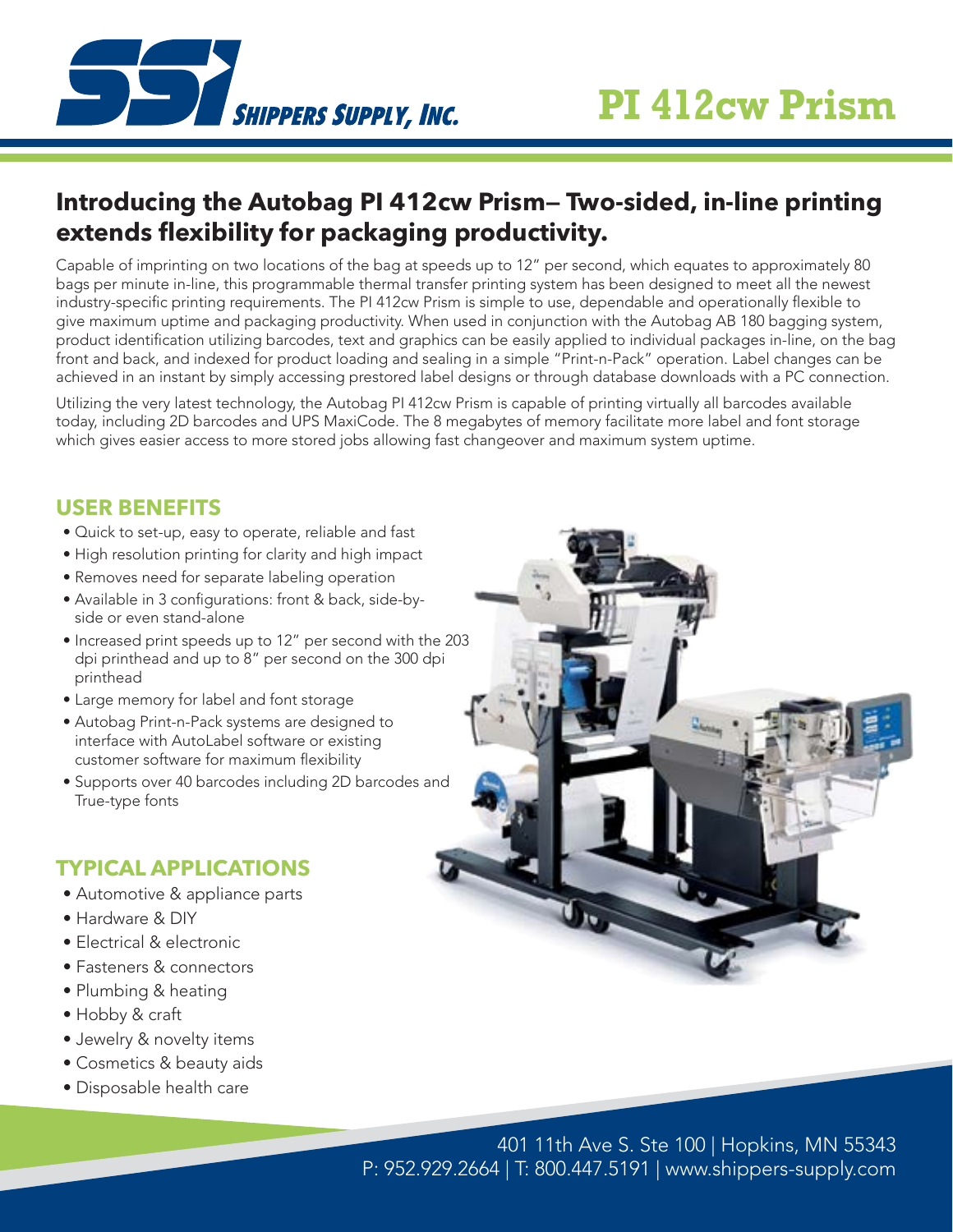# PI 412cw Prism

Shippers Supply, Inc.

## Introducing the Autobag PI 412cw Prism— Two-sided, in-line printing extends flexibility for packaging productivity.

Capable of imprinting on two locations of the bag at speeds up to 12" per second, which equates to approximately 80 bags per minute in-line, this programmable thermal transfer printing system has been designed to meet all the newest industry-specific printing requirements. The PI 412cw Prism is simple to use, dependable and operationally flexible to give maximum uptime and packaging productivity. When used in conjunction with the Autobag AB 180 bagging system, product identification utilizing barcodes, text and graphics can be easily applied to individual packages in-line, on the bag front and back, and indexed for product loading and sealing in a simple "Print-n-Pack" operation. Label changes can be achieved in an instant by simply accessing prestored label designs or through database downloads with a PC connection.

Utilizing the very latest technology, the Autobag PI 412cw Prism is capable of printing virtually all barcodes available today, including 2D barcodes and UPS MaxiCode. The 8 megabytes of memory facilitate more label and font storage which gives easier access to more stored jobs allowing fast changeover and maximum system uptime.

### USER BENEFITS

- Quick to set-up, easy to operate, reliable and fast
- High resolution printing for clarity and high impact
- Removes need for separate labeling operation
- Available in 3 configurations: front & back, side-by-side or even stand-alone
- Increased print speeds up to 12" per second with the 203 dpi printhead and up to 8" per second on the 300 dpi printhead
- Large memory for label and font storage
- Autobag Print-n-Pack systems are designed to interface with AutoLabel software or existing customer software for maximum flexibility
- Supports over 40 barcodes including 2D barcodes and True-type fonts

### TYPICAL APPLICATIONS

- Automotive & appliance parts
- Hardware & DIY
- Electrical & electronic
- Fasteners & connectors
- Plumbing & heating
- Hobby & craft
- Jewelry & novelty items
- Cosmetics & beauty aids
- Disposable health care

401 11th Ave S. Ste 100 | Hopkins, MN 55343
P: 952.929.2664 | T: 800.447.5191 | www.shippers-supply.com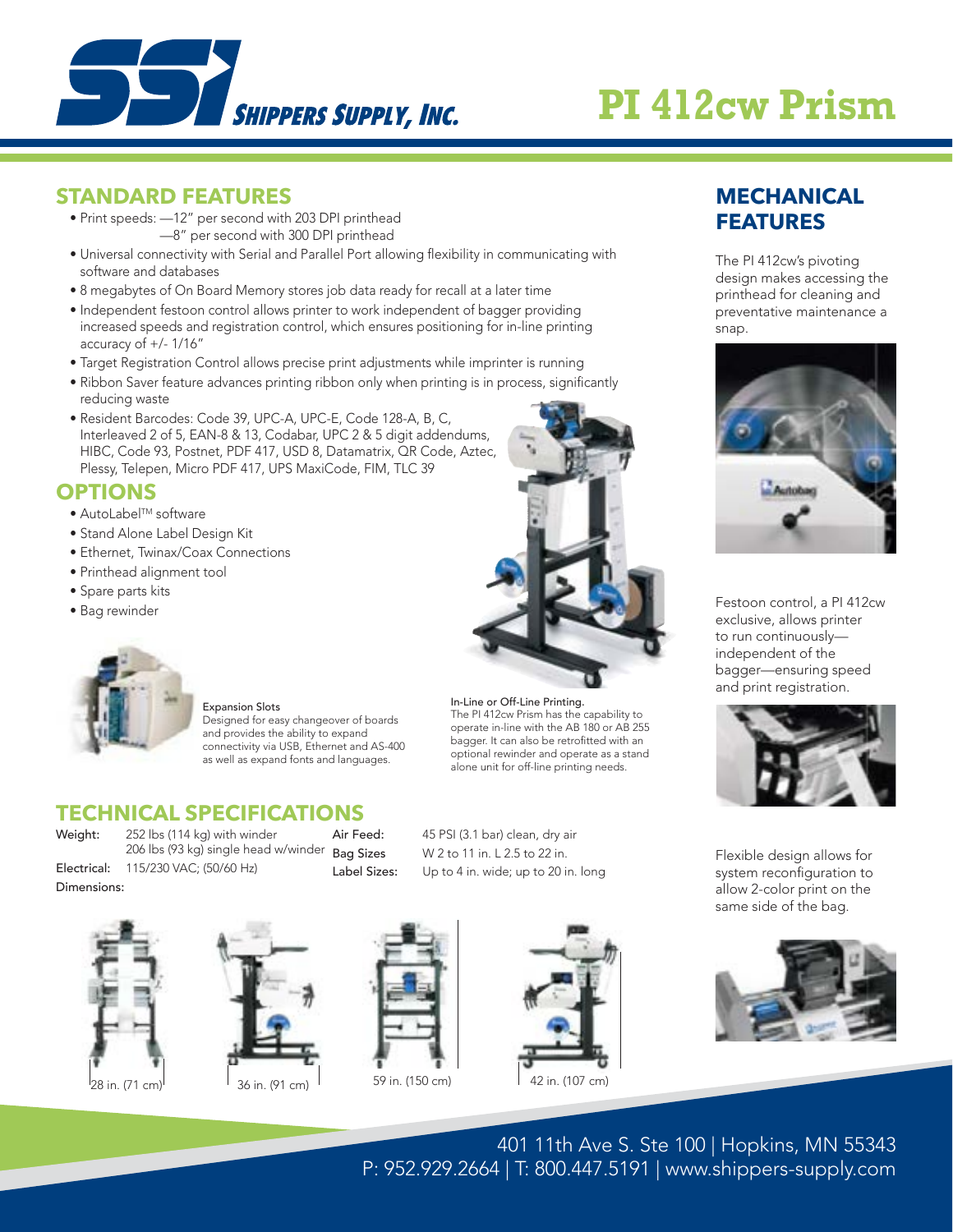# PI 412cw Prism

## STANDARD FEATURES

- Print speeds: —12" per second with 203 DPI printhead
  —8" per second with 300 DPI printhead
- Universal connectivity with Serial and Parallel Port allowing flexibility in communicating with software and databases
- 8 megabytes of On Board Memory stores job data ready for recall at a later time
- Independent festoon control allows printer to work independent of bagger providing increased speeds and registration control, which ensures positioning for in-line printing accuracy of +/- 1/16"
- Target Registration Control allows precise print adjustments while imprinter is running
- Ribbon Saver feature advances printing ribbon only when printing is in process, significantly reducing waste
- Resident Barcodes: Code 39, UPC-A, UPC-E, Code 128-A, B, C, Interleaved 2 of 5, EAN-8 & 13, Codabar, UPC 2 & 5 digit addendums, HIBC, Code 93, Postnet, PDF 417, USD 8, Datamatrix, QR Code, Aztec, Plessy, Telepen, Micro PDF 417, UPS MaxiCode, FIM, TLC 39

## OPTIONS

- AutoLabel™ software
- Stand Alone Label Design Kit
- Ethernet, Twinax/Coax Connections
- Printhead alignment tool
- Spare parts kits
- Bag rewinder

Expansion Slots
Designed for easy changeover of boards and provides the ability to expand connectivity via USB, Ethernet and AS-400 as well as expand fonts and languages.

In-Line or Off-Line Printing.
The PI 412cw Prism has the capability to operate in-line with the AB 180 or AB 255 bagger. It can also be retrofitted with an optional rewinder and operate as a stand alone unit for off-line printing needs.

## MECHANICAL FEATURES

The PI 412cw's pivoting design makes accessing the printhead for cleaning and preventative maintenance a snap.

Festoon control, a PI 412cw exclusive, allows printer to run continuously—independent of the bagger—ensuring speed and print registration.

Flexible design allows for system reconfiguration to allow 2-color print on the same side of the bag.

## TECHNICAL SPECIFICATIONS

| | | | |
|---|---|---|---|
| Weight: | 252 lbs (114 kg) with winder<br>206 lbs (93 kg) single head w/winder | Air Feed: | 45 PSI (3.1 bar) clean, dry air |
| Electrical: | 115/230 VAC; (50/60 Hz) | Bag Sizes | W 2 to 11 in. L 2.5 to 22 in. |
| Dimensions: | | Label Sizes: | Up to 4 in. wide; up to 20 in. long |

28 in. (71 cm)
36 in. (91 cm)
59 in. (150 cm)
42 in. (107 cm)

401 11th Ave S. Ste 100 | Hopkins, MN 55343
P: 952.929.2664 | T: 800.447.5191 | www.shippers-supply.com